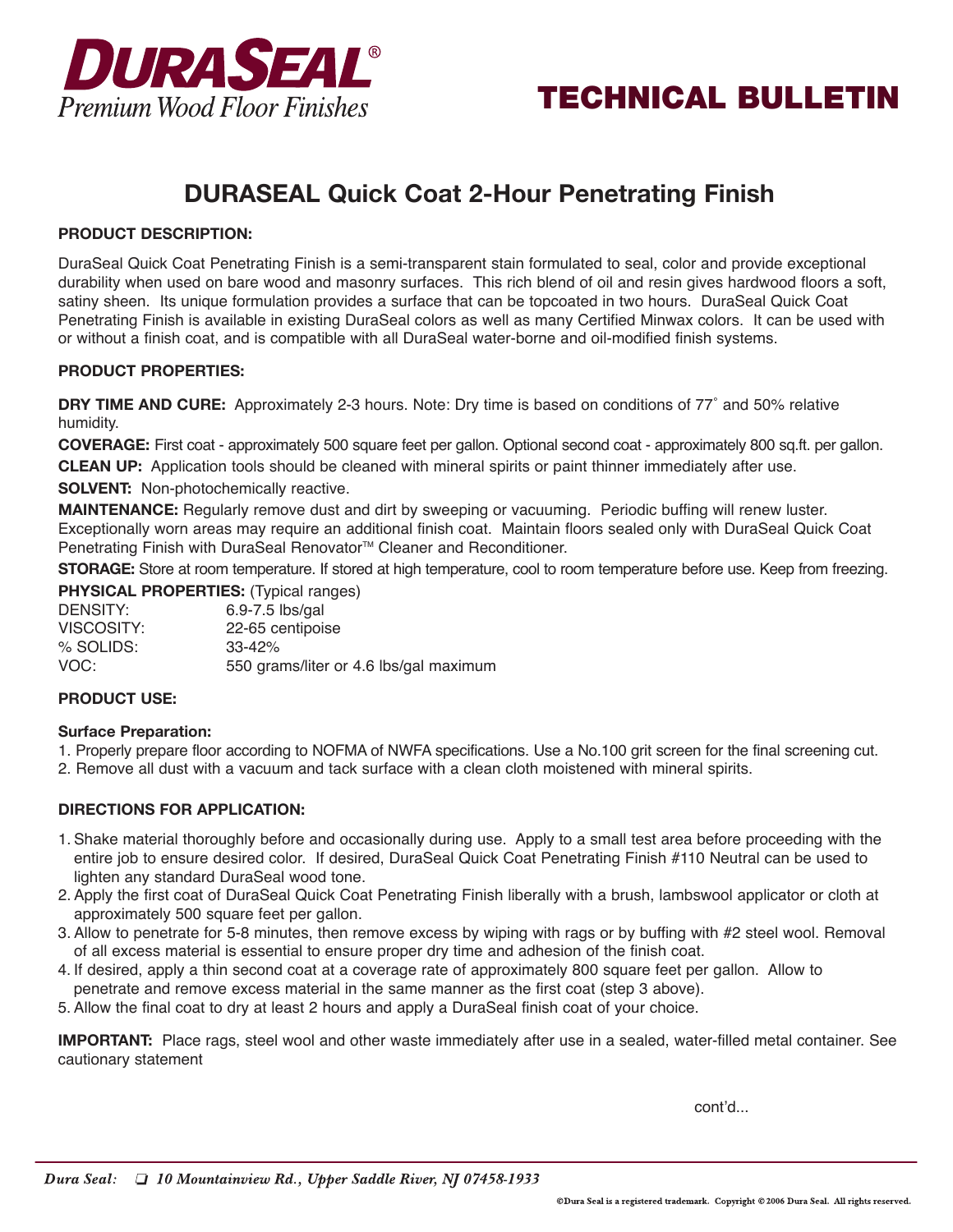**DURASEAL®**
*Premium Wood Floor Finishes*

# TECHNICAL BULLETIN

## DURASEAL Quick Coat 2-Hour Penetrating Finish

**PRODUCT DESCRIPTION:**

DuraSeal Quick Coat Penetrating Finish is a semi-transparent stain formulated to seal, color and provide exceptional durability when used on bare wood and masonry surfaces. This rich blend of oil and resin gives hardwood floors a soft, satiny sheen. Its unique formulation provides a surface that can be topcoated in two hours. DuraSeal Quick Coat Penetrating Finish is available in existing DuraSeal colors as well as many Certified Minwax colors. It can be used with or without a finish coat, and is compatible with all DuraSeal water-borne and oil-modified finish systems.

**PRODUCT PROPERTIES:**

**DRY TIME AND CURE:** Approximately 2-3 hours. Note: Dry time is based on conditions of 77˚ and 50% relative humidity.

**COVERAGE:** First coat - approximately 500 square feet per gallon. Optional second coat - approximately 800 sq.ft. per gallon.

**CLEAN UP:** Application tools should be cleaned with mineral spirits or paint thinner immediately after use.

**SOLVENT:** Non-photochemically reactive.

**MAINTENANCE:** Regularly remove dust and dirt by sweeping or vacuuming. Periodic buffing will renew luster. Exceptionally worn areas may require an additional finish coat. Maintain floors sealed only with DuraSeal Quick Coat Penetrating Finish with DuraSeal Renovator™ Cleaner and Reconditioner.

**STORAGE:** Store at room temperature. If stored at high temperature, cool to room temperature before use. Keep from freezing.

**PHYSICAL PROPERTIES:** (Typical ranges)

| | |
|---|---|
| DENSITY: | 6.9-7.5 lbs/gal |
| VISCOSITY: | 22-65 centipoise |
| % SOLIDS: | 33-42% |
| VOC: | 550 grams/liter or 4.6 lbs/gal maximum |

**PRODUCT USE:**

**Surface Preparation:**

1. Properly prepare floor according to NOFMA of NWFA specifications. Use a No.100 grit screen for the final screening cut.
2. Remove all dust with a vacuum and tack surface with a clean cloth moistened with mineral spirits.

**DIRECTIONS FOR APPLICATION:**

1. Shake material thoroughly before and occasionally during use. Apply to a small test area before proceeding with the entire job to ensure desired color. If desired, DuraSeal Quick Coat Penetrating Finish #110 Neutral can be used to lighten any standard DuraSeal wood tone.
2. Apply the first coat of DuraSeal Quick Coat Penetrating Finish liberally with a brush, lambswool applicator or cloth at approximately 500 square feet per gallon.
3. Allow to penetrate for 5-8 minutes, then remove excess by wiping with rags or by buffing with #2 steel wool. Removal of all excess material is essential to ensure proper dry time and adhesion of the finish coat.
4. If desired, apply a thin second coat at a coverage rate of approximately 800 square feet per gallon. Allow to penetrate and remove excess material in the same manner as the first coat (step 3 above).
5. Allow the final coat to dry at least 2 hours and apply a DuraSeal finish coat of your choice.

**IMPORTANT:** Place rags, steel wool and other waste immediately after use in a sealed, water-filled metal container. See cautionary statement

cont'd...

*Dura Seal: 10 Mountainview Rd., Upper Saddle River, NJ 07458-1933*

©Dura Seal is a registered trademark. Copyright © 2006 Dura Seal. All rights reserved.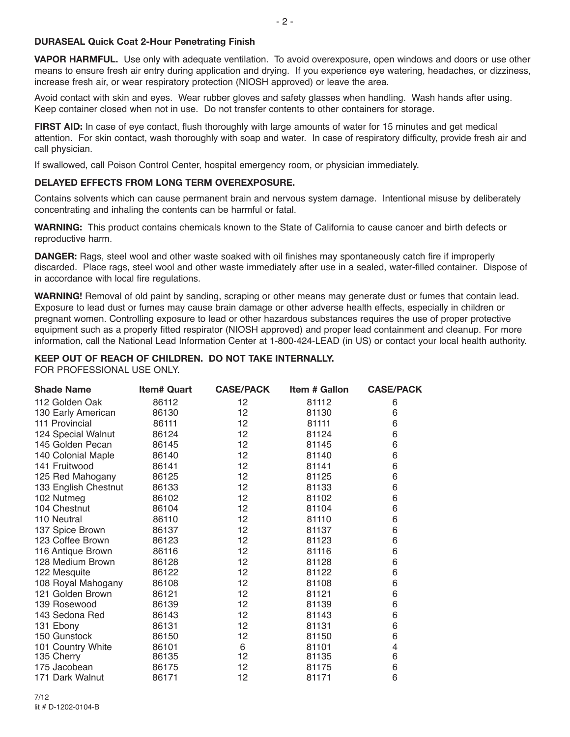**DURASEAL Quick Coat 2-Hour Penetrating Finish**

**VAPOR HARMFUL.** Use only with adequate ventilation. To avoid overexposure, open windows and doors or use other means to ensure fresh air entry during application and drying. If you experience eye watering, headaches, or dizziness, increase fresh air, or wear respiratory protection (NIOSH approved) or leave the area.

Avoid contact with skin and eyes. Wear rubber gloves and safety glasses when handling. Wash hands after using. Keep container closed when not in use. Do not transfer contents to other containers for storage.

**FIRST AID:** In case of eye contact, flush thoroughly with large amounts of water for 15 minutes and get medical attention. For skin contact, wash thoroughly with soap and water. In case of respiratory difficulty, provide fresh air and call physician.

If swallowed, call Poison Control Center, hospital emergency room, or physician immediately.

**DELAYED EFFECTS FROM LONG TERM OVEREXPOSURE.**

Contains solvents which can cause permanent brain and nervous system damage. Intentional misuse by deliberately concentrating and inhaling the contents can be harmful or fatal.

**WARNING:** This product contains chemicals known to the State of California to cause cancer and birth defects or reproductive harm.

**DANGER:** Rags, steel wool and other waste soaked with oil finishes may spontaneously catch fire if improperly discarded. Place rags, steel wool and other waste immediately after use in a sealed, water-filled container. Dispose of in accordance with local fire regulations.

**WARNING!** Removal of old paint by sanding, scraping or other means may generate dust or fumes that contain lead. Exposure to lead dust or fumes may cause brain damage or other adverse health effects, especially in children or pregnant women. Controlling exposure to lead or other hazardous substances requires the use of proper protective equipment such as a properly fitted respirator (NIOSH approved) and proper lead containment and cleanup. For more information, call the National Lead Information Center at 1-800-424-LEAD (in US) or contact your local health authority.

**KEEP OUT OF REACH OF CHILDREN. DO NOT TAKE INTERNALLY.**
FOR PROFESSIONAL USE ONLY.

| Shade Name | Item# Quart | CASE/PACK | Item # Gallon | CASE/PACK |
|---|---|---|---|---|
| 112 Golden Oak | 86112 | 12 | 81112 | 6 |
| 130 Early American | 86130 | 12 | 81130 | 6 |
| 111 Provincial | 86111 | 12 | 81111 | 6 |
| 124 Special Walnut | 86124 | 12 | 81124 | 6 |
| 145 Golden Pecan | 86145 | 12 | 81145 | 6 |
| 140 Colonial Maple | 86140 | 12 | 81140 | 6 |
| 141 Fruitwood | 86141 | 12 | 81141 | 6 |
| 125 Red Mahogany | 86125 | 12 | 81125 | 6 |
| 133 English Chestnut | 86133 | 12 | 81133 | 6 |
| 102 Nutmeg | 86102 | 12 | 81102 | 6 |
| 104 Chestnut | 86104 | 12 | 81104 | 6 |
| 110 Neutral | 86110 | 12 | 81110 | 6 |
| 137 Spice Brown | 86137 | 12 | 81137 | 6 |
| 123 Coffee Brown | 86123 | 12 | 81123 | 6 |
| 116 Antique Brown | 86116 | 12 | 81116 | 6 |
| 128 Medium Brown | 86128 | 12 | 81128 | 6 |
| 122 Mesquite | 86122 | 12 | 81122 | 6 |
| 108 Royal Mahogany | 86108 | 12 | 81108 | 6 |
| 121 Golden Brown | 86121 | 12 | 81121 | 6 |
| 139 Rosewood | 86139 | 12 | 81139 | 6 |
| 143 Sedona Red | 86143 | 12 | 81143 | 6 |
| 131 Ebony | 86131 | 12 | 81131 | 6 |
| 150 Gunstock | 86150 | 12 | 81150 | 6 |
| 101 Country White | 86101 | 6 | 81101 | 4 |
| 135 Cherry | 86135 | 12 | 81135 | 6 |
| 175 Jacobean | 86175 | 12 | 81175 | 6 |
| 171 Dark Walnut | 86171 | 12 | 81171 | 6 |

7/12
lit # D-1202-0104-B